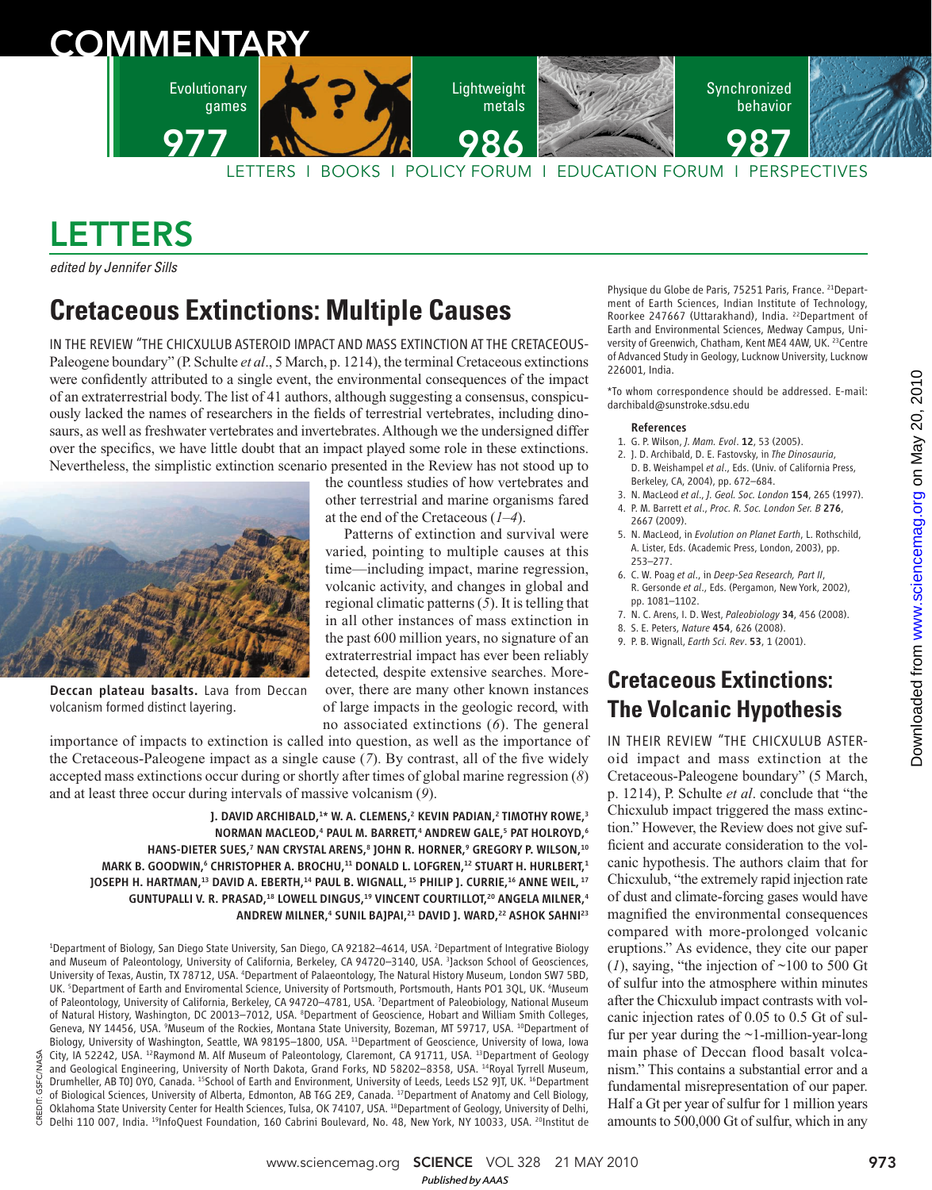# COMMENTARY

Evolutionary games 977 | Lightweight metals 986 | Synchronized behavior 987

LETTERS I BOOKS I POLICY FORUM I EDUCATION FORUM I PERSPECTIVES

# LETTERS

*edited by Jennifer Sills*

## Cretaceous Extinctions: Multiple Causes

IN THE REVIEW "THE CHICXULUB ASTEROID IMPACT AND MASS EXTINCTION AT THE CRETACEOUS-Paleogene boundary" (P. Schulte *et al*., 5 March, p. 1214), the terminal Cretaceous extinctions were confidently attributed to a single event, the environmental consequences of the impact of an extraterrestrial body. The list of 41 authors, although suggesting a consensus, conspicuously lacked the names of researchers in the fields of terrestrial vertebrates, including dinosaurs, as well as freshwater vertebrates and invertebrates. Although we the undersigned differ over the specifics, we have little doubt that an impact played some role in these extinctions. Nevertheless, the simplistic extinction scenario presented in the Review has not stood up to the countless studies of how vertebrates and other terrestrial and marine organisms fared at the end of the Cretaceous (*1–4*).

**Deccan plateau basalts.** Lava from Deccan volcanism formed distinct layering.

Patterns of extinction and survival were varied, pointing to multiple causes at this time—including impact, marine regression, volcanic activity, and changes in global and regional climatic patterns (*5*). It is telling that in all other instances of mass extinction in the past 600 million years, no signature of an extraterrestrial impact has ever been reliably detected, despite extensive searches. Moreover, there are many other known instances of large impacts in the geologic record, with no associated extinctions (*6*). The general importance of impacts to extinction is called into question, as well as the importance of the Cretaceous-Paleogene impact as a single cause (*7*). By contrast, all of the five widely accepted mass extinctions occur during or shortly after times of global marine regression (*8*) and at least three occur during intervals of massive volcanism (*9*).

**J. DAVID ARCHIBALD,[1]* W. A. CLEMENS,[2] KEVIN PADIAN,[2] TIMOTHY ROWE,[3] NORMAN MACLEOD,[4] PAUL M. BARRETT,[4] ANDREW GALE,[5] PAT HOLROYD,[6] HANS-DIETER SUES,[7] NAN CRYSTAL ARENS,[8] JOHN R. HORNER,[9] GREGORY P. WILSON,[10] MARK B. GOODWIN,[6] CHRISTOPHER A. BROCHU,[11] DONALD L. LOFGREN,[12] STUART H. HURLBERT,[1] JOSEPH H. HARTMAN,[13] DAVID A. EBERTH,[14] PAUL B. WIGNALL,[15] PHILIP J. CURRIE,[16] ANNE WEIL,[17] GUNTUPALLI V. R. PRASAD,[18] LOWELL DINGUS,[19] VINCENT COURTILLOT,[20] ANGELA MILNER,[4] ANDREW MILNER,[4] SUNIL BAJPAI,[21] DAVID J. WARD,[22] ASHOK SAHNI[23]**

[1]Department of Biology, San Diego State University, San Diego, CA 92182–4614, USA. [2]Department of Integrative Biology and Museum of Paleontology, University of California, Berkeley, CA 94720–3140, USA. [3]Jackson School of Geosciences, University of Texas, Austin, TX 78712, USA. [4]Department of Palaeontology, The Natural History Museum, London SW7 5BD, UK. [5]Department of Earth and Enviromental Science, University of Portsmouth, Portsmouth, Hants PO1 3QL, UK. [6]Museum of Paleontology, University of California, Berkeley, CA 94720–4781, USA. [7]Department of Paleobiology, National Museum of Natural History, Washington, DC 20013–7012, USA. [8]Department of Geoscience, Hobart and William Smith Colleges, Geneva, NY 14456, USA. [9]Museum of the Rockies, Montana State University, Bozeman, MT 59717, USA. [10]Department of Biology, University of Washington, Seattle, WA 98195–1800, USA. [11]Department of Geoscience, University of Iowa, Iowa City, IA 52242, USA. [12]Raymond M. Alf Museum of Paleontology, Claremont, CA 91711, USA. [13]Department of Geology and Geological Engineering, University of North Dakota, Grand Forks, ND 58202–8358, USA. [14]Royal Tyrrell Museum, Drumheller, AB T0J 0Y0, Canada. [15]School of Earth and Environment, University of Leeds, Leeds LS2 9JT, UK. [16]Department of Biological Sciences, University of Alberta, Edmonton, AB T6G 2E9, Canada. [17]Department of Anatomy and Cell Biology, Oklahoma State University Center for Health Sciences, Tulsa, OK 74107, USA. [18]Department of Geology, University of Delhi, Delhi 110 007, India. [19]InfoQuest Foundation, 160 Cabrini Boulevard, No. 48, New York, NY 10033, USA. [20]Institut de Physique du Globe de Paris, 75251 Paris, France. [21]Department of Earth Sciences, Indian Institute of Technology, Roorkee 247667 (Uttarakhand), India. [22]Department of Earth and Environmental Sciences, Medway Campus, University of Greenwich, Chatham, Kent ME4 4AW, UK. [23]Centre of Advanced Study in Geology, Lucknow University, Lucknow 226001, India.

*To whom correspondence should be addressed. E-mail: darchibald@sunstroke.sdsu.edu

### References

1. G. P. Wilson, *J. Mam. Evol*. **12**, 53 (2005).
2. J. D. Archibald, D. E. Fastovsky, in *The Dinosauria*, D. B. Weishampel *et al*., Eds. (Univ. of California Press, Berkeley, CA, 2004), pp. 672–684.
3. N. MacLeod *et al*., *J. Geol. Soc. London* **154**, 265 (1997).
4. P. M. Barrett *et al*., *Proc. R. Soc. London Ser. B* **276**, 2667 (2009).
5. N. MacLeod, in *Evolution on Planet Earth*, L. Rothschild, A. Lister, Eds. (Academic Press, London, 2003), pp. 253–277.
6. C. W. Poag *et al*., in *Deep-Sea Research, Part II*, R. Gersonde *et al*., Eds. (Pergamon, New York, 2002), pp. 1081–1102.
7. N. C. Arens, I. D. West, *Paleobiology* **34**, 456 (2008).
8. S. E. Peters, *Nature* **454**, 626 (2008).
9. P. B. Wignall, *Earth Sci. Rev*. **53**, 1 (2001).

## Cretaceous Extinctions: The Volcanic Hypothesis

IN THEIR REVIEW "THE CHICXULUB ASTEROID impact and mass extinction at the Cretaceous-Paleogene boundary" (5 March, p. 1214), P. Schulte *et al*. conclude that "the Chicxulub impact triggered the mass extinction." However, the Review does not give sufficient and accurate consideration to the volcanic hypothesis. The authors claim that for Chicxulub, "the extremely rapid injection rate of dust and climate-forcing gases would have magnified the environmental consequences compared with more-prolonged volcanic eruptions." As evidence, they cite our paper (*1*), saying, "the injection of ~100 to 500 Gt of sulfur into the atmosphere within minutes after the Chicxulub impact contrasts with volcanic injection rates of 0.05 to 0.5 Gt of sulfur per year during the ~1-million-year-long main phase of Deccan flood basalt volcanism." This contains a substantial error and a fundamental misrepresentation of our paper. Half a Gt per year of sulfur for 1 million years amounts to 500,000 Gt of sulfur, which in any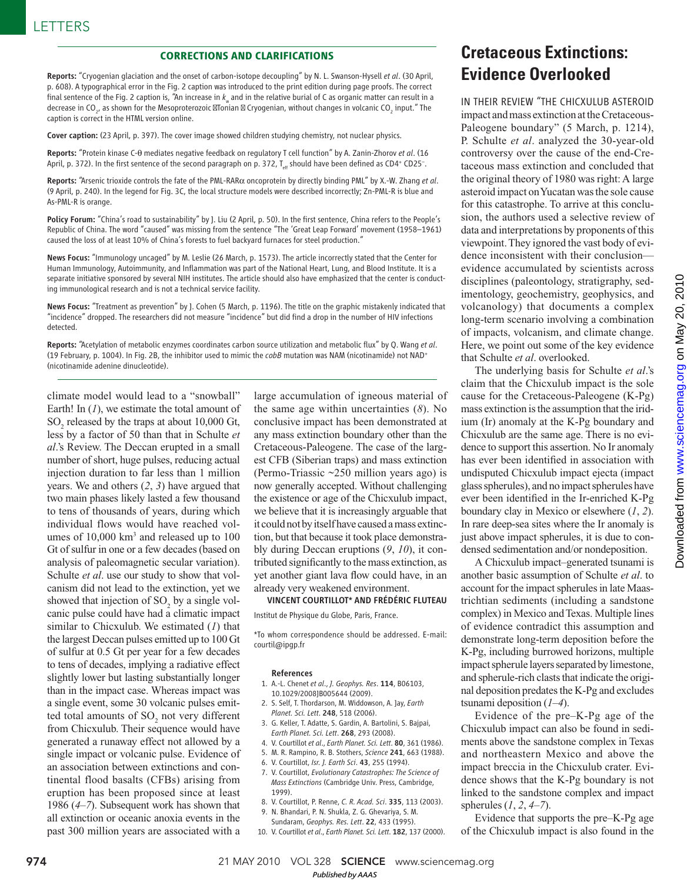## CORRECTIONS AND CLARIFICATIONS

**Reports:** "Cryogenian glaciation and the onset of carbon-isotope decoupling" by N. L. Swanson-Hysell *et al*. (30 April, p. 608). A typographical error in the Fig. 2 caption was introduced to the print edition during page proofs. The correct final sentence of the Fig. 2 caption is, "An increase in $k_w$ and in the relative burial of C as organic matter can result in a decrease in $CO_2$, as shown for the Mesoproterozoic ⊠Tonian ⊠ Cryogenian, without changes in volcanic $CO_2$ input." The caption is correct in the HTML version online.

**Cover caption:** (23 April, p. 397). The cover image showed children studying chemistry, not nuclear physics.

**Reports:** "Protein kinase C-θ mediates negative feedback on regulatory T cell function" by A. Zanin-Zhorov *et al*. (16 April, p. 372). In the first sentence of the second paragraph on p. 372, $T_{eff}$ should have been defined as $CD4^+$ $CD25^-$.

**Reports:** "Arsenic trioxide controls the fate of the PML-RARα oncoprotein by directly binding PML" by X.-W. Zhang *et al*. (9 April, p. 240). In the legend for Fig. 3C, the local structure models were described incorrectly; Zn-PML-R is blue and As-PML-R is orange.

**Policy Forum:** "China's road to sustainability" by J. Liu (2 April, p. 50). In the first sentence, China refers to the People's Republic of China. The word "caused" was missing from the sentence "The 'Great Leap Forward' movement (1958–1961) caused the loss of at least 10% of China's forests to fuel backyard furnaces for steel production."

**News Focus:** "Immunology uncaged" by M. Leslie (26 March, p. 1573). The article incorrectly stated that the Center for Human Immunology, Autoimmunity, and Inflammation was part of the National Heart, Lung, and Blood Institute. It is a separate initiative sponsored by several NIH institutes. The article should also have emphasized that the center is conducting immunological research and is not a technical service facility.

**News Focus:** "Treatment as prevention" by J. Cohen (5 March, p. 1196). The title on the graphic mistakenly indicated that "incidence" dropped. The researchers did not measure "incidence" but did find a drop in the number of HIV infections detected.

**Reports:** "Acetylation of metabolic enzymes coordinates carbon source utilization and metabolic flux" by Q. Wang *et al*. (19 February, p. 1004). In Fig. 2B, the inhibitor used to mimic the *cobB* mutation was NAM (nicotinamide) not $NAD^+$ (nicotinamide adenine dinucleotide).

climate model would lead to a "snowball" Earth! In (*1*), we estimate the total amount of $SO_2$ released by the traps at about 10,000 Gt, less by a factor of 50 than that in Schulte *et al*.'s Review. The Deccan erupted in a small number of short, huge pulses, reducing actual injection duration to far less than 1 million years. We and others (*2*, *3*) have argued that two main phases likely lasted a few thousand to tens of thousands of years, during which individual flows would have reached volumes of 10,000 $km^3$ and released up to 100 Gt of sulfur in one or a few decades (based on analysis of paleomagnetic secular variation). Schulte *et al*. use our study to show that volcanism did not lead to the extinction, yet we showed that injection of $SO_2$ by a single volcanic pulse could have had a climatic impact similar to Chicxulub. We estimated (*1*) that the largest Deccan pulses emitted up to 100 Gt of sulfur at 0.5 Gt per year for a few decades to tens of decades, implying a radiative effect slightly lower but lasting substantially longer than in the impact case. Whereas impact was a single event, some 30 volcanic pulses emitted total amounts of $SO_2$ not very different from Chicxulub. Their sequence would have generated a runaway effect not allowed by a single impact or volcanic pulse. Evidence of an association between extinctions and continental flood basalts (CFBs) arising from eruption has been proposed since at least 1986 (*4*–*7*). Subsequent work has shown that all extinction or oceanic anoxia events in the past 300 million years are associated with a large accumulation of igneous material of the same age within uncertainties (*8*). No conclusive impact has been demonstrated at any mass extinction boundary other than the Cretaceous-Paleogene. The case of the largest CFB (Siberian traps) and mass extinction (Permo-Triassic ~250 million years ago) is now generally accepted. Without challenging the existence or age of the Chicxulub impact, we believe that it is increasingly arguable that it could not by itself have caused a mass extinction, but that because it took place demonstrably during Deccan eruptions (*9*, *10*), it contributed significantly to the mass extinction, as yet another giant lava flow could have, in an already very weakened environment.

**VINCENT COURTILLOT\* AND FRÉDÉRIC FLUTEAU**

Institut de Physique du Globe, Paris, France.

\*To whom correspondence should be addressed. E-mail: courtil@ipgp.fr

**References**

1. A.-L. Chenet *et al*., *J. Geophys. Res*. **114**, B06103, 10.1029/2008JB005644 (2009).
2. S. Self, T. Thordarson, M. Widdowson, A. Jay, *Earth Planet. Sci. Lett*. **248**, 518 (2006).
3. G. Keller, T. Adatte, S. Gardin, A. Bartolini, S. Bajpai, *Earth Planet. Sci. Lett*. **268**, 293 (2008).
4. V. Courtillot *et al*., *Earth Planet. Sci. Lett*. **80**, 361 (1986).
5. M. R. Rampino, R. B. Stothers, *Science* **241**, 663 (1988).
6. V. Courtillot, *Isr. J. Earth Sci*. **43**, 255 (1994).
7. V. Courtillot, *Evolutionary Catastrophes: The Science of Mass Extinctions* (Cambridge Univ. Press, Cambridge, 1999).
8. V. Courtillot, P. Renne, *C. R. Acad. Sci*. **335**, 113 (2003).
9. N. Bhandari, P. N. Shukla, Z. G. Ghevariya, S. M. Sundaram, *Geophys. Res. Lett*. **22**, 433 (1995).
10. V. Courtillot *et al*., *Earth Planet. Sci. Lett*. **182**, 137 (2000).

# Cretaceous Extinctions: Evidence Overlooked

IN THEIR REVIEW "THE CHICXULUB ASTEROID impact and mass extinction at the Cretaceous-Paleogene boundary" (5 March, p. 1214), P. Schulte *et al*. analyzed the 30-year-old controversy over the cause of the end-Cretaceous mass extinction and concluded that the original theory of 1980 was right: A large asteroid impact on Yucatan was the sole cause for this catastrophe. To arrive at this conclusion, the authors used a selective review of data and interpretations by proponents of this viewpoint. They ignored the vast body of evidence inconsistent with their conclusion—evidence accumulated by scientists across disciplines (paleontology, stratigraphy, sedimentology, geochemistry, geophysics, and volcanology) that documents a complex long-term scenario involving a combination of impacts, volcanism, and climate change. Here, we point out some of the key evidence that Schulte *et al*. overlooked.

The underlying basis for Schulte *et al*.'s claim that the Chicxulub impact is the sole cause for the Cretaceous-Paleogene (K-Pg) mass extinction is the assumption that the iridium (Ir) anomaly at the K-Pg boundary and Chicxulub are the same age. There is no evidence to support this assertion. No Ir anomaly has ever been identified in association with undisputed Chicxulub impact ejecta (impact glass spherules), and no impact spherules have ever been identified in the Ir-enriched K-Pg boundary clay in Mexico or elsewhere (*1*, *2*). In rare deep-sea sites where the Ir anomaly is just above impact spherules, it is due to condensed sedimentation and/or nondeposition.

A Chicxulub impact–generated tsunami is another basic assumption of Schulte *et al*. to account for the impact spherules in late Maastrichtian sediments (including a sandstone complex) in Mexico and Texas. Multiple lines of evidence contradict this assumption and demonstrate long-term deposition before the K-Pg, including burrowed horizons, multiple impact spherule layers separated by limestone, and spherule-rich clasts that indicate the original deposition predates the K-Pg and excludes tsunami deposition (*1*–*4*).

Evidence of the pre–K-Pg age of the Chicxulub impact can also be found in sediments above the sandstone complex in Texas and northeastern Mexico and above the impact breccia in the Chicxulub crater. Evidence shows that the K-Pg boundary is not linked to the sandstone complex and impact spherules (*1*, *2*, *4*–*7*).

Evidence that supports the pre–K-Pg age of the Chicxulub impact is also found in the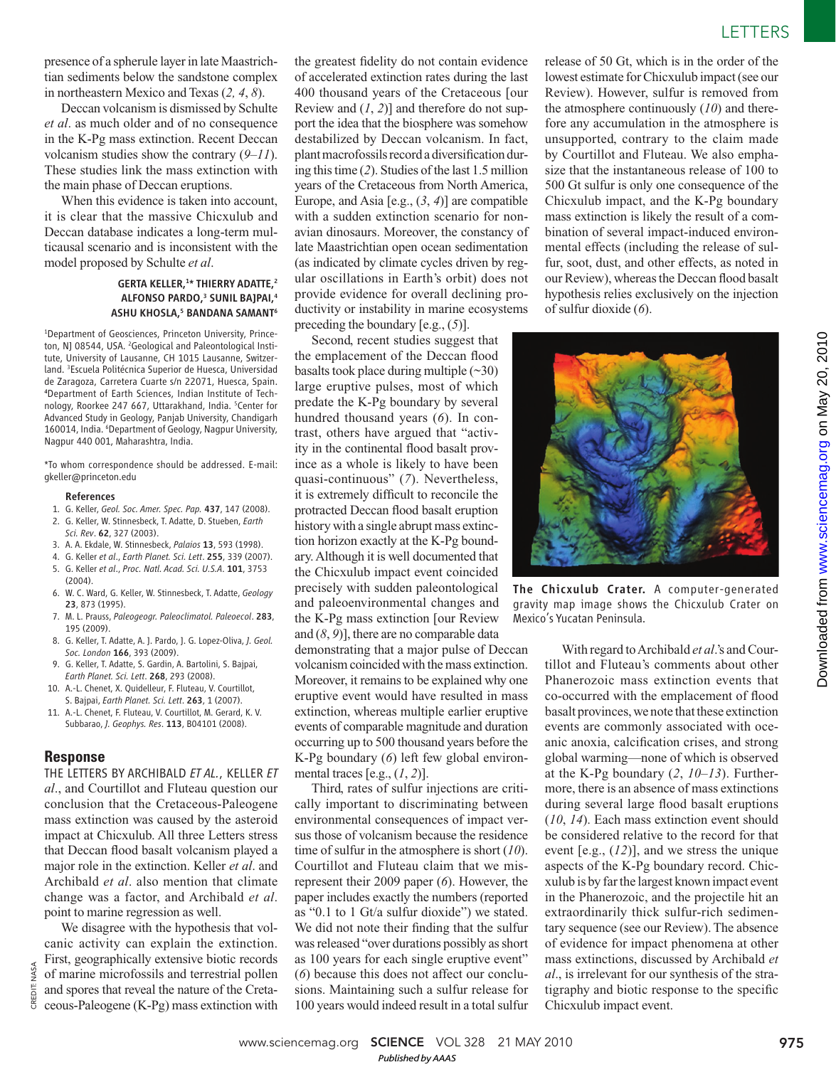presence of a spherule layer in late Maastrichtian sediments below the sandstone complex in northeastern Mexico and Texas (*2*, *4*, *8*).

Deccan volcanism is dismissed by Schulte *et al.* as much older and of no consequence in the K-Pg mass extinction. Recent Deccan volcanism studies show the contrary (*9*–*11*). These studies link the mass extinction with the main phase of Deccan eruptions.

When this evidence is taken into account, it is clear that the massive Chicxulub and Deccan database indicates a long-term multicausal scenario and is inconsistent with the model proposed by Schulte *et al.*

**GERTA KELLER,[1]* THIERRY ADATTE,[2] ALFONSO PARDO,[3] SUNIL BAJPAI,[4] ASHU KHOSLA,[5] BANDANA SAMANT[6]**

[1]Department of Geosciences, Princeton University, Princeton, NJ 08544, USA. [2]Geological and Paleontological Institute, University of Lausanne, CH 1015 Lausanne, Switzerland. [3]Escuela Politécnica Superior de Huesca, Universidad de Zaragoza, Carretera Cuarte s/n 22071, Huesca, Spain. [4]Department of Earth Sciences, Indian Institute of Technology, Roorkee 247 667, Uttarakhand, India. [5]Center for Advanced Study in Geology, Panjab University, Chandigarh 160014, India. [6]Department of Geology, Nagpur University, Nagpur 440 001, Maharashtra, India.

*To whom correspondence should be addressed. E-mail: gkeller@princeton.edu

**References**

1. G. Keller, *Geol. Soc. Amer. Spec. Pap.* **437**, 147 (2008).
2. G. Keller, W. Stinnesbeck, T. Adatte, D. Stueben, *Earth Sci. Rev*. **62**, 327 (2003).
3. A. A. Ekdale, W. Stinnesbeck, *Palaios* **13**, 593 (1998).
4. G. Keller *et al.*, *Earth Planet. Sci. Lett*. **255**, 339 (2007).
5. G. Keller *et al.*, *Proc. Natl. Acad. Sci. U.S.A.* **101**, 3753 (2004).
6. W. C. Ward, G. Keller, W. Stinnesbeck, T. Adatte, *Geology* **23**, 873 (1995).
7. M. L. Prauss, *Paleogeogr. Paleoclimatol. Paleoecol*. **283**, 195 (2009).
8. G. Keller, T. Adatte, A. J. Pardo, J. G. Lopez-Oliva, *J. Geol. Soc. London* **166**, 393 (2009).
9. G. Keller, T. Adatte, S. Gardin, A. Bartolini, S. Bajpai, *Earth Planet. Sci. Lett*. **268**, 293 (2008).
10. A.-L. Chenet, X. Quidelleur, F. Fluteau, V. Courtillot, S. Bajpai, *Earth Planet. Sci. Lett*. **263**, 1 (2007).
11. A.-L. Chenet, F. Fluteau, V. Courtillot, M. Gerard, K. V. Subbarao, *J. Geophys. Res*. **113**, B04101 (2008).

## Response

THE LETTERS BY ARCHIBALD *ET AL.*, KELLER *ET al*., and Courtillot and Fluteau question our conclusion that the Cretaceous-Paleogene mass extinction was caused by the asteroid impact at Chicxulub. All three Letters stress that Deccan flood basalt volcanism played a major role in the extinction. Keller *et al*. and Archibald *et al*. also mention that climate change was a factor, and Archibald *et al*. point to marine regression as well.

We disagree with the hypothesis that volcanic activity can explain the extinction. First, geographically extensive biotic records of marine microfossils and terrestrial pollen and spores that reveal the nature of the Cretaceous-Paleogene (K-Pg) mass extinction with the greatest fidelity do not contain evidence of accelerated extinction rates during the last 400 thousand years of the Cretaceous [our Review and (*1*, *2*)] and therefore do not support the idea that the biosphere was somehow destabilized by Deccan volcanism. In fact, plant macrofossils record a diversification during this time (*2*). Studies of the last 1.5 million years of the Cretaceous from North America, Europe, and Asia [e.g., (*3*, *4*)] are compatible with a sudden extinction scenario for nonavian dinosaurs. Moreover, the constancy of late Maastrichtian open ocean sedimentation (as indicated by climate cycles driven by regular oscillations in Earth's orbit) does not provide evidence for overall declining productivity or instability in marine ecosystems preceding the boundary [e.g., (*5*)].

Second, recent studies suggest that the emplacement of the Deccan flood basalts took place during multiple (~30) large eruptive pulses, most of which predate the K-Pg boundary by several hundred thousand years (*6*). In contrast, others have argued that "activity in the continental flood basalt province as a whole is likely to have been quasi-continuous" (*7*). Nevertheless, it is extremely difficult to reconcile the protracted Deccan flood basalt eruption history with a single abrupt mass extinction horizon exactly at the K-Pg boundary. Although it is well documented that the Chicxulub impact event coincided precisely with sudden paleontological and paleoenvironmental changes and the K-Pg mass extinction [our Review and (*8*, *9*)], there are no comparable data demonstrating that a major pulse of Deccan volcanism coincided with the mass extinction. Moreover, it remains to be explained why one eruptive event would have resulted in mass extinction, whereas multiple earlier eruptive events of comparable magnitude and duration occurring up to 500 thousand years before the K-Pg boundary (*6*) left few global environmental traces [e.g., (*1*, *2*)].

Third, rates of sulfur injections are critically important to discriminating between environmental consequences of impact versus those of volcanism because the residence time of sulfur in the atmosphere is short (*10*). Courtillot and Fluteau claim that we misrepresent their 2009 paper (*6*). However, the paper includes exactly the numbers (reported as "0.1 to 1 Gt/a sulfur dioxide") we stated. We did not note their finding that the sulfur was released "over durations possibly as short as 100 years for each single eruptive event" (*6*) because this does not affect our conclusions. Maintaining such a sulfur release for 100 years would indeed result in a total sulfur release of 50 Gt, which is in the order of the lowest estimate for Chicxulub impact (see our Review). However, sulfur is removed from the atmosphere continuously (*10*) and therefore any accumulation in the atmosphere is unsupported, contrary to the claim made by Courtillot and Fluteau. We also emphasize that the instantaneous release of 100 to 500 Gt sulfur is only one consequence of the Chicxulub impact, and the K-Pg boundary mass extinction is likely the result of a combination of several impact-induced environmental effects (including the release of sulfur, soot, dust, and other effects, as noted in our Review), whereas the Deccan flood basalt hypothesis relies exclusively on the injection of sulfur dioxide (*6*).

**The Chicxulub Crater.** A computer-generated gravity map image shows the Chicxulub Crater on Mexico's Yucatan Peninsula.

With regard to Archibald *et al*.'s and Courtillot and Fluteau's comments about other Phanerozoic mass extinction events that co-occurred with the emplacement of flood basalt provinces, we note that these extinction events are commonly associated with oceanic anoxia, calcification crises, and strong global warming—none of which is observed at the K-Pg boundary (*2*, *10*–*13*). Furthermore, there is an absence of mass extinctions during several large flood basalt eruptions (*10*, *14*). Each mass extinction event should be considered relative to the record for that event [e.g., (*12*)], and we stress the unique aspects of the K-Pg boundary record. Chicxulub is by far the largest known impact event in the Phanerozoic, and the projectile hit an extraordinarily thick sulfur-rich sedimentary sequence (see our Review). The absence of evidence for impact phenomena at other mass extinctions, discussed by Archibald *et al*., is irrelevant for our synthesis of the stratigraphy and biotic response to the specific Chicxulub impact event.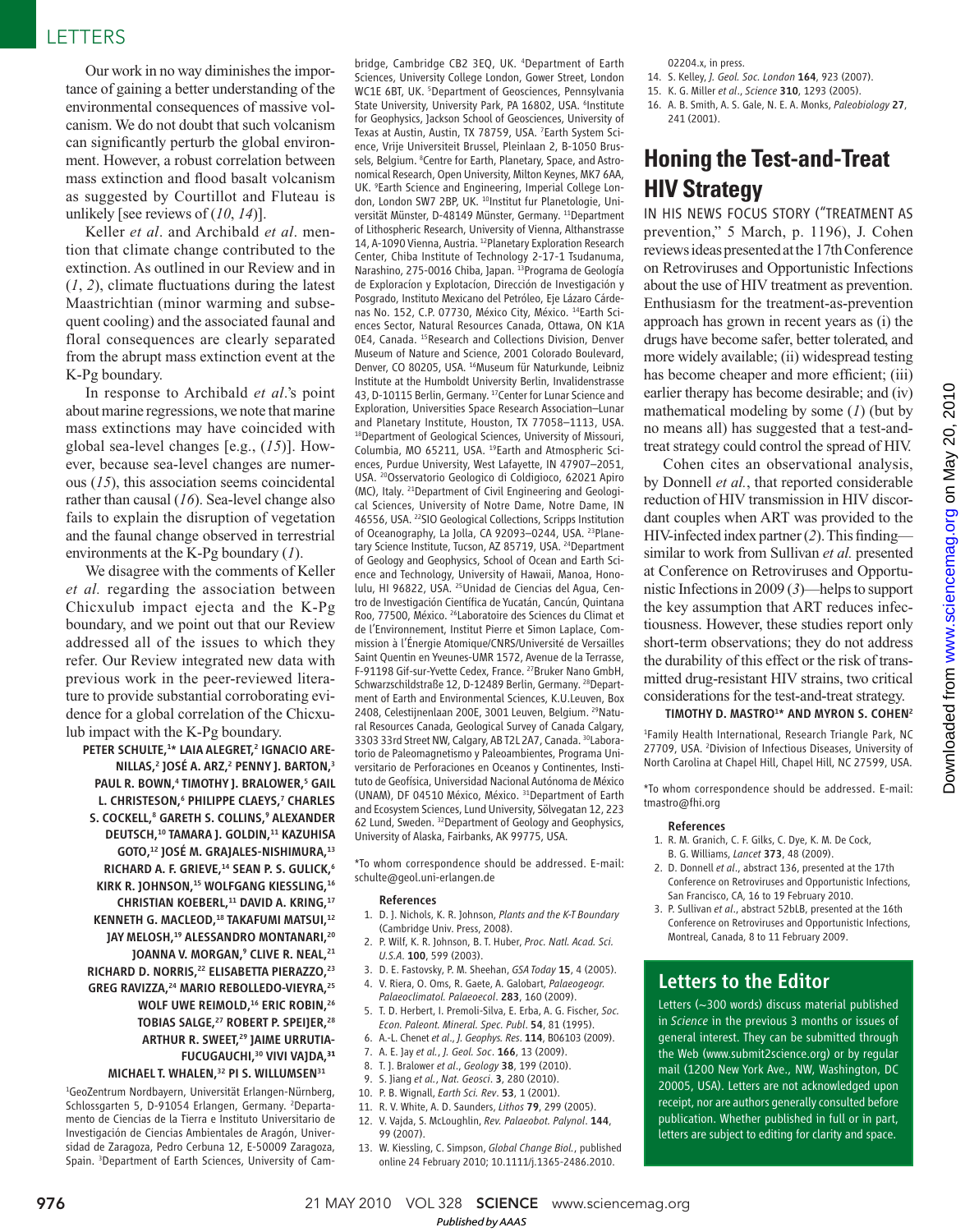Our work in no way diminishes the importance of gaining a better understanding of the environmental consequences of massive volcanism. We do not doubt that such volcanism can significantly perturb the global environment. However, a robust correlation between mass extinction and flood basalt volcanism as suggested by Courtillot and Fluteau is unlikely [see reviews of (*10*, *14*)].

Keller *et al*. and Archibald *et al*. mention that climate change contributed to the extinction. As outlined in our Review and in (*1*, *2*), climate fluctuations during the latest Maastrichtian (minor warming and subsequent cooling) and the associated faunal and floral consequences are clearly separated from the abrupt mass extinction event at the K-Pg boundary.

In response to Archibald *et al*.'s point about marine regressions, we note that marine mass extinctions may have coincided with global sea-level changes [e.g., (*15*)]. However, because sea-level changes are numerous (*15*), this association seems coincidental rather than causal (*16*). Sea-level change also fails to explain the disruption of vegetation and the faunal change observed in terrestrial environments at the K-Pg boundary (*1*).

We disagree with the comments of Keller *et al.* regarding the association between Chicxulub impact ejecta and the K-Pg boundary, and we point out that our Review addressed all of the issues to which they refer. Our Review integrated new data with previous work in the peer-reviewed literature to provide substantial corroborating evidence for a global correlation of the Chicxulub impact with the K-Pg boundary.

**PETER SCHULTE,[1]\* LAIA ALEGRET,[2] IGNACIO ARENILLAS,[2] JOSÉ A. ARZ,[2] PENNY J. BARTON,[3] PAUL R. BOWN,[4] TIMOTHY J. BRALOWER,[5] GAIL L. CHRISTESON,[6] PHILIPPE CLAEYS,[7] CHARLES S. COCKELL,[8] GARETH S. COLLINS,[9] ALEXANDER DEUTSCH,[10] TAMARA J. GOLDIN,[11] KAZUHISA GOTO,[12] JOSÉ M. GRAJALES-NISHIMURA,[13] RICHARD A. F. GRIEVE,[14] SEAN P. S. GULICK,[6] KIRK R. JOHNSON,[15] WOLFGANG KIESSLING,[16] CHRISTIAN KOEBERL,[11] DAVID A. KRING,[17] KENNETH G. MACLEOD,[18] TAKAFUMI MATSUI,[12] JAY MELOSH,[19] ALESSANDRO MONTANARI,[20] JOANNA V. MORGAN,[9] CLIVE R. NEAL,[21] RICHARD D. NORRIS,[22] ELISABETTA PIERAZZO,[23] GREG RAVIZZA,[24] MARIO REBOLLEDO-VIEYRA,[25] WOLF UWE REIMOLD,[16] ERIC ROBIN,[26] TOBIAS SALGE,[27] ROBERT P. SPEIJER,[28] ARTHUR R. SWEET,[29] JAIME URRUTIA-FUCUGAUCHI,[30] VIVI VAJDA,[31] MICHAEL T. WHALEN,[32] PI S. WILLUMSEN[31]**

[1]GeoZentrum Nordbayern, Universität Erlangen-Nürnberg, Schlossgarten 5, D-91054 Erlangen, Germany. [2]Departamento de Ciencias de la Tierra e Instituto Universitario de Investigación de Ciencias Ambientales de Aragón, Universidad de Zaragoza, Pedro Cerbuna 12, E-50009 Zaragoza, Spain. [3]Department of Earth Sciences, University of Cambridge, Cambridge CB2 3EQ, UK. [4]Department of Earth Sciences, University College London, Gower Street, London WC1E 6BT, UK. [5]Department of Geosciences, Pennsylvania State University, University Park, PA 16802, USA. [6]Institute for Geophysics, Jackson School of Geosciences, University of Texas at Austin, Austin, TX 78759, USA. [7]Earth System Science, Vrije Universiteit Brussel, Pleinlaan 2, B-1050 Brussels, Belgium. [8]Centre for Earth, Planetary, Space, and Astronomical Research, Open University, Milton Keynes, MK7 6AA, UK. [9]Earth Science and Engineering, Imperial College London, London SW7 2BP, UK. [10]Institut fur Planetologie, Universität Münster, D-48149 Münster, Germany. [11]Department of Lithospheric Research, University of Vienna, Althanstrasse 14, A-1090 Vienna, Austria. [12]Planetary Exploration Research Center, Chiba Institute of Technology 2-17-1 Tsudanuma, Narashino, 275-0016 Chiba, Japan. [13]Programa de Geología de Exploracíon y Explotacíon, Dirección de Investigación y Posgrado, Instituto Mexicano del Petróleo, Eje Lázaro Cárdenas No. 152, C.P. 07730, México City, México. [14]Earth Sciences Sector, Natural Resources Canada, Ottawa, ON K1A 0E4, Canada. [15]Research and Collections Division, Denver Museum of Nature and Science, 2001 Colorado Boulevard, Denver, CO 80205, USA. [16]Museum für Naturkunde, Leibniz Institute at the Humboldt University Berlin, Invalidenstrasse 43, D-10115 Berlin, Germany. [17]Center for Lunar Science and Exploration, Universities Space Research Association–Lunar and Planetary Institute, Houston, TX 77058–1113, USA. [18]Department of Geological Sciences, University of Missouri, Columbia, MO 65211, USA. [19]Earth and Atmospheric Sciences, Purdue University, West Lafayette, IN 47907–2051, USA. [20]Osservatorio Geologico di Coldigioco, 62021 Apiro (MC), Italy. [21]Department of Civil Engineering and Geological Sciences, University of Notre Dame, Notre Dame, IN 46556, USA. [22]SIO Geological Collections, Scripps Institution of Oceanography, La Jolla, CA 92093–0244, USA. [23]Planetary Science Institute, Tucson, AZ 85719, USA. [24]Department of Geology and Geophysics, School of Ocean and Earth Science and Technology, University of Hawaii, Manoa, Honolulu, HI 96822, USA. [25]Unidad de Ciencias del Agua, Centro de Investigación Científica de Yucatán, Cancún, Quintana Roo, 77500, México. [26]Laboratoire des Sciences du Climat et de l'Environnement, Institut Pierre et Simon Laplace, Commission à l'Énergie Atomique/CNRS/Université de Versailles Saint Quentin en Yveunes-UMR 1572, Avenue de la Terrasse, F-91198 Gif-sur-Yvette Cedex, France. [27]Bruker Nano GmbH, Schwarzschildstraße 12, D-12489 Berlin, Germany. [28]Department of Earth and Environmental Sciences, K.U.Leuven, Box 2408, Celestijnenlaan 200E, 3001 Leuven, Belgium. [29]Natural Resources Canada, Geological Survey of Canada Calgary, 3303 33rd Street NW, Calgary, AB T2L 2A7, Canada. [30]Laboratorio de Paleomagnetismo y Paleoambientes, Programa Universitario de Perforaciones en Oceanos y Continentes, Instituto de Geofísica, Universidad Nacional Autónoma de México (UNAM), DF 04510 México, México. [31]Department of Earth and Ecosystem Sciences, Lund University, Sölvegatan 12, 223 62 Lund, Sweden. [32]Department of Geology and Geophysics, University of Alaska, Fairbanks, AK 99775, USA.

\*To whom correspondence should be addressed. E-mail: schulte@geol.uni-erlangen.de

**References**

1. D. J. Nichols, K. R. Johnson, *Plants and the K-T Boundary* (Cambridge Univ. Press, 2008).
2. P. Wilf, K. R. Johnson, B. T. Huber, *Proc. Natl. Acad. Sci. U.S.A.* **100**, 599 (2003).
3. D. E. Fastovsky, P. M. Sheehan, *GSA Today* **15**, 4 (2005).
4. V. Riera, O. Oms, R. Gaete, A. Galobart, *Palaeogeogr. Palaeoclimatol. Palaeoecol.* **283**, 160 (2009).
5. T. D. Herbert, I. Premoli-Silva, E. Erba, A. G. Fischer, *Soc. Econ. Paleont. Mineral. Spec. Publ*. **54**, 81 (1995).
6. A.-L. Chenet *et al*., *J. Geophys. Res*. **114**, B06103 (2009).
7. A. E. Jay *et al.*, *J. Geol. Soc*. **166**, 13 (2009).
8. T. J. Bralower *et al*., *Geology* **38**, 199 (2010).
9. S. Jiang *et al.*, *Nat. Geosci*. **3**, 280 (2010).
10. P. B. Wignall, *Earth Sci. Rev*. **53**, 1 (2001).
11. R. V. White, A. D. Saunders, *Lithos* **79**, 299 (2005).
12. V. Vajda, S. McLoughlin, *Rev. Palaeobot. Palynol*. **144**, 99 (2007).
13. W. Kiessling, C. Simpson, *Global Change Biol.*, published online 24 February 2010; 10.1111/j.1365-2486.2010.02204.x, in press.
14. S. Kelley, *J. Geol. Soc. London* **164**, 923 (2007).
15. K. G. Miller *et al*., *Science* **310**, 1293 (2005).
16. A. B. Smith, A. S. Gale, N. E. A. Monks, *Paleobiology* **27**, 241 (2001).

# Honing the Test-and-Treat HIV Strategy

IN HIS NEWS FOCUS STORY ("TREATMENT AS prevention," 5 March, p. 1196), J. Cohen reviews ideas presented at the 17th Conference on Retroviruses and Opportunistic Infections about the use of HIV treatment as prevention. Enthusiasm for the treatment-as-prevention approach has grown in recent years as (i) the drugs have become safer, better tolerated, and more widely available; (ii) widespread testing has become cheaper and more efficient; (iii) earlier therapy has become desirable; and (iv) mathematical modeling by some (*1*) (but by no means all) has suggested that a test-and-treat strategy could control the spread of HIV.

Cohen cites an observational analysis, by Donnell *et al.*, that reported considerable reduction of HIV transmission in HIV discordant couples when ART was provided to the HIV-infected index partner (*2*). This finding—similar to work from Sullivan *et al.* presented at Conference on Retroviruses and Opportunistic Infections in 2009 (*3*)—helps to support the key assumption that ART reduces infectiousness. However, these studies report only short-term observations; they do not address the durability of this effect or the risk of transmitted drug-resistant HIV strains, two critical questions for the test-and-treat strategy.

**TIMOTHY D. MASTRO[1]\* AND MYRON S. COHEN[2]**

[1]Family Health International, Research Triangle Park, NC 27709, USA. [2]Division of Infectious Diseases, University of North Carolina at Chapel Hill, Chapel Hill, NC 27599, USA.

\*To whom correspondence should be addressed. E-mail: tmastro@fhi.org

**References**

1. R. M. Granich, C. F. Gilks, C. Dye, K. M. De Cock, B. G. Williams, *Lancet* **373**, 48 (2009).
2. D. Donnell *et al*., abstract 136, presented at the 17th Conference on Retroviruses and Opportunistic Infections, San Francisco, CA, 16 to 19 February 2010.
3. P. Sullivan *et al*., abstract 52bLB, presented at the 16th Conference on Retroviruses and Opportunistic Infections, Montreal, Canada, 8 to 11 February 2009.

## Letters to the Editor

Letters (~300 words) discuss material published in *Science* in the previous 3 months or issues of general interest. They can be submitted through the Web (www.submit2science.org) or by regular mail (1200 New York Ave., NW, Washington, DC 20005, USA). Letters are not acknowledged upon receipt, nor are authors generally consulted before publication. Whether published in full or in part, letters are subject to editing for clarity and space.